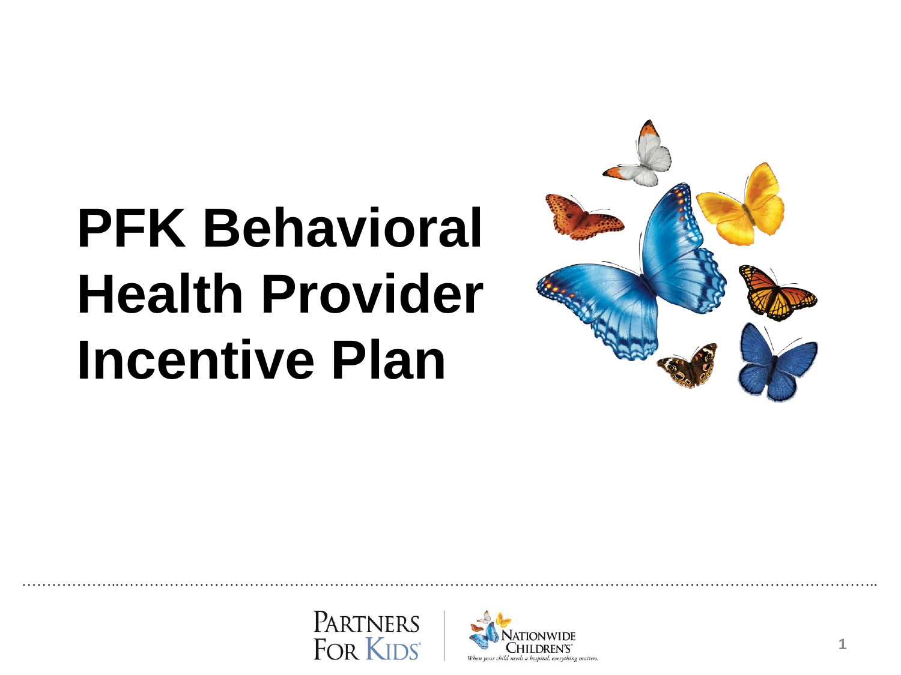# PFK Behavioral Health Provider Incentive Plan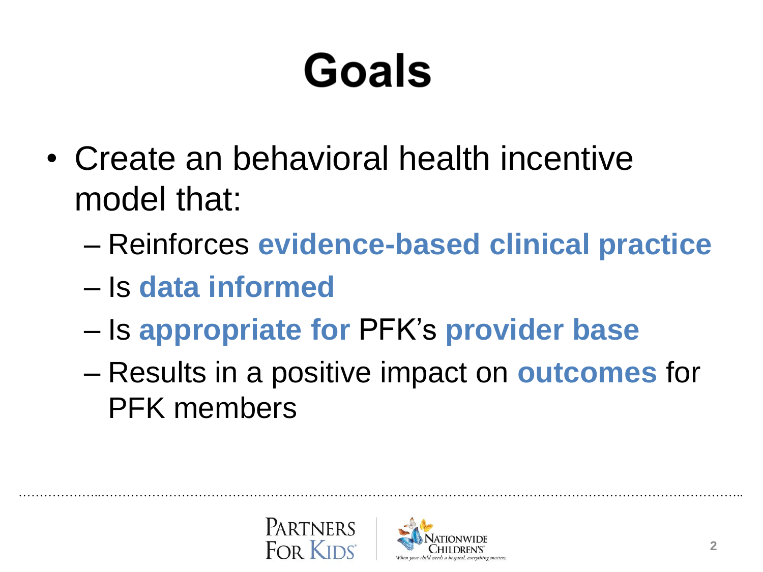# Goals

- Create an behavioral health incentive model that:
  - Reinforces **evidence-based clinical practice**
  - Is **data informed**
  - Is **appropriate for** PFK's **provider base**
  - Results in a positive impact on **outcomes** for PFK members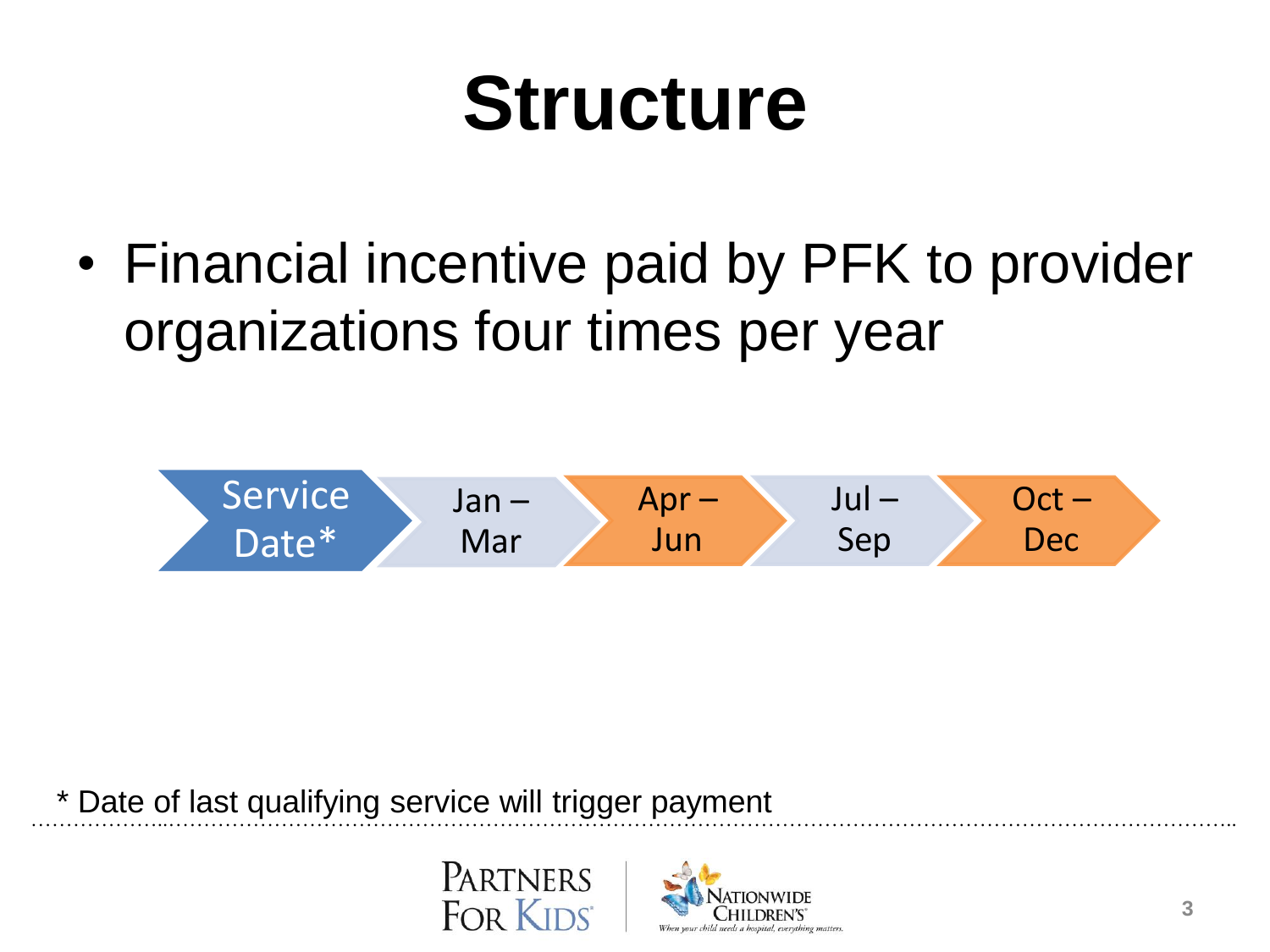# Structure

- Financial incentive paid by PFK to provider organizations four times per year

Service Date* → Jan – Mar → Apr – Jun → Jul – Sep → Oct – Dec

* Date of last qualifying service will trigger payment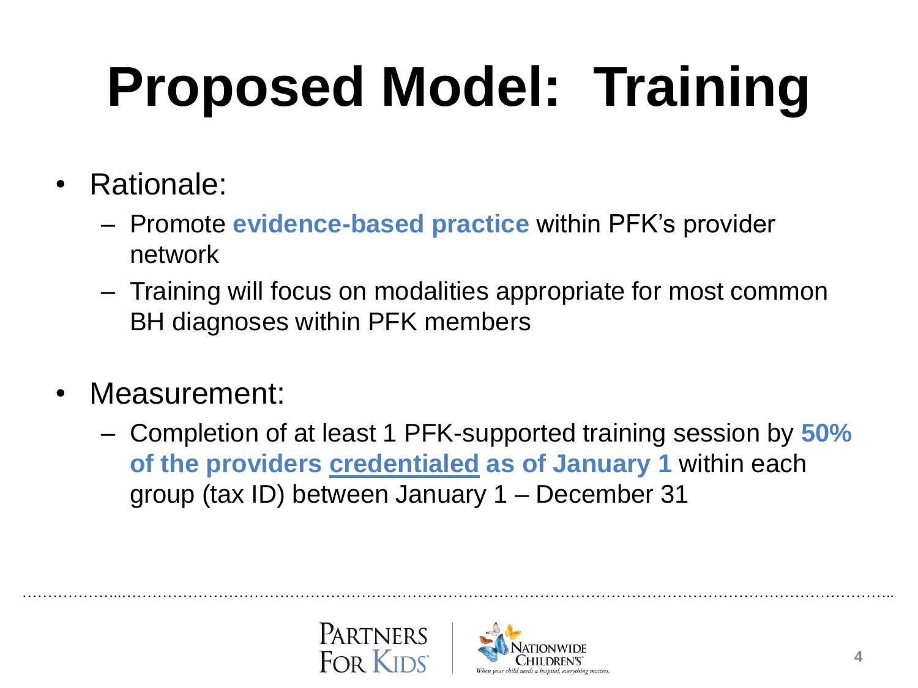# Proposed Model: Training

- Rationale:
  - Promote **evidence-based practice** within PFK's provider network
  - Training will focus on modalities appropriate for most common BH diagnoses within PFK members
- Measurement:
  - Completion of at least 1 PFK-supported training session by **50% of the providers <u>credentialed</u> as of January 1** within each group (tax ID) between January 1 – December 31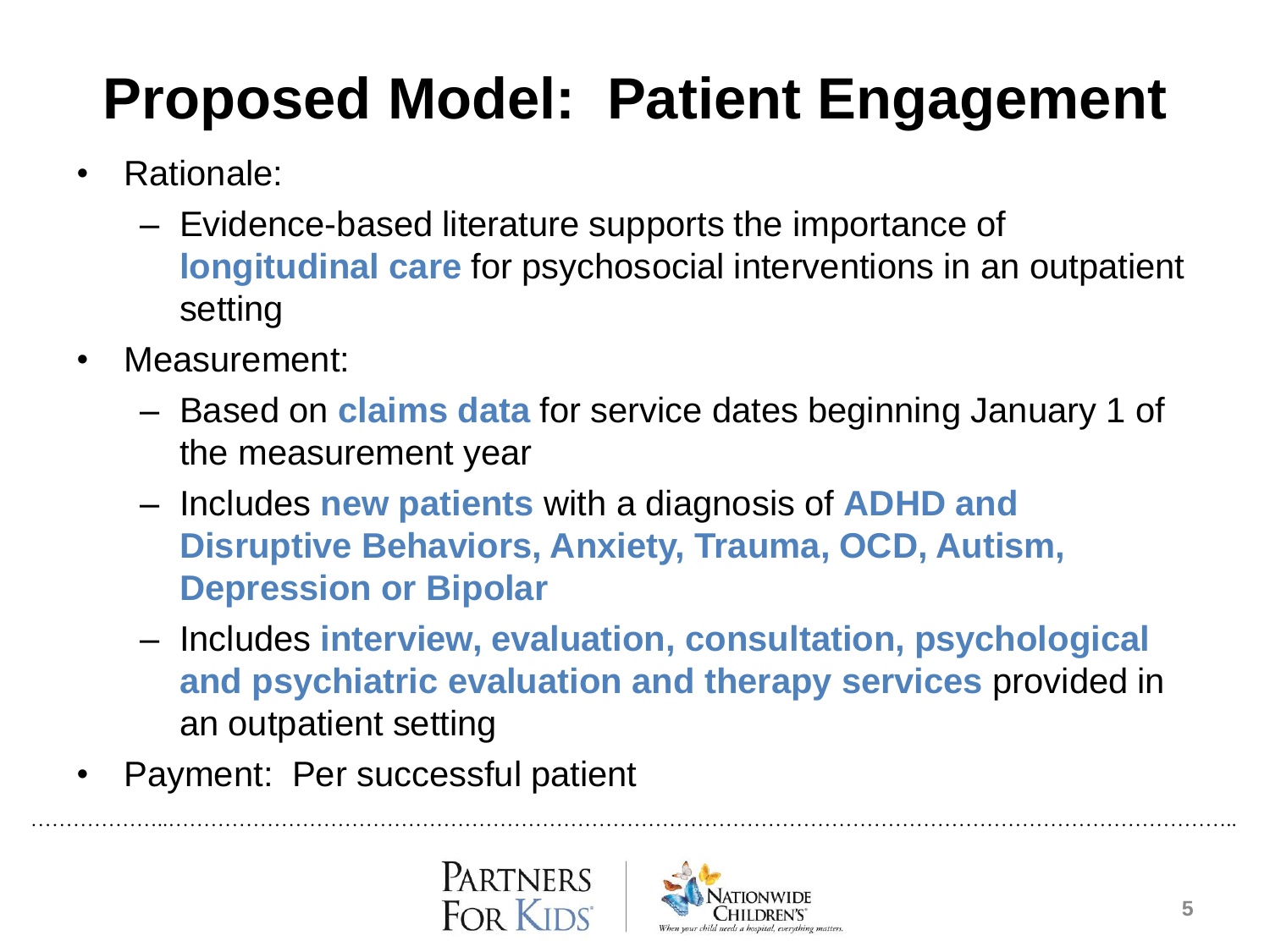# Proposed Model: Patient Engagement

- Rationale:
  - Evidence-based literature supports the importance of **longitudinal care** for psychosocial interventions in an outpatient setting
- Measurement:
  - Based on **claims data** for service dates beginning January 1 of the measurement year
  - Includes **new patients** with a diagnosis of **ADHD and Disruptive Behaviors, Anxiety, Trauma, OCD, Autism, Depression or Bipolar**
  - Includes **interview, evaluation, consultation, psychological and psychiatric evaluation and therapy services** provided in an outpatient setting
- Payment: Per successful patient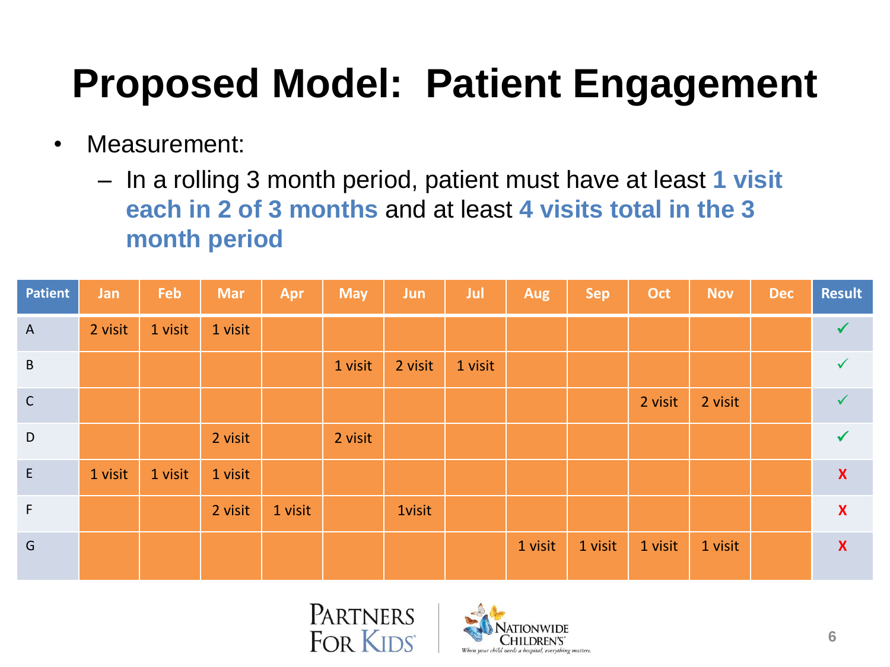# Proposed Model: Patient Engagement

- Measurement:
  - In a rolling 3 month period, patient must have at least **1 visit each in 2 of 3 months** and at least **4 visits total in the 3 month period**

| Patient | Jan | Feb | Mar | Apr | May | Jun | Jul | Aug | Sep | Oct | Nov | Dec | Result |
|---|---|---|---|---|---|---|---|---|---|---|---|---|---|
| A | 2 visit | 1 visit | 1 visit | | | | | | | | | | ✓ |
| B | | | | | 1 visit | 2 visit | 1 visit | | | | | | ✓ |
| C | | | | | | | | | | 2 visit | 2 visit | | ✓ |
| D | | | 2 visit | | 2 visit | | | | | | | | ✓ |
| E | 1 visit | 1 visit | 1 visit | | | | | | | | | | X |
| F | | | 2 visit | 1 visit | | 1visit | | | | | | | X |
| G | | | | | | | | 1 visit | 1 visit | 1 visit | 1 visit | | X |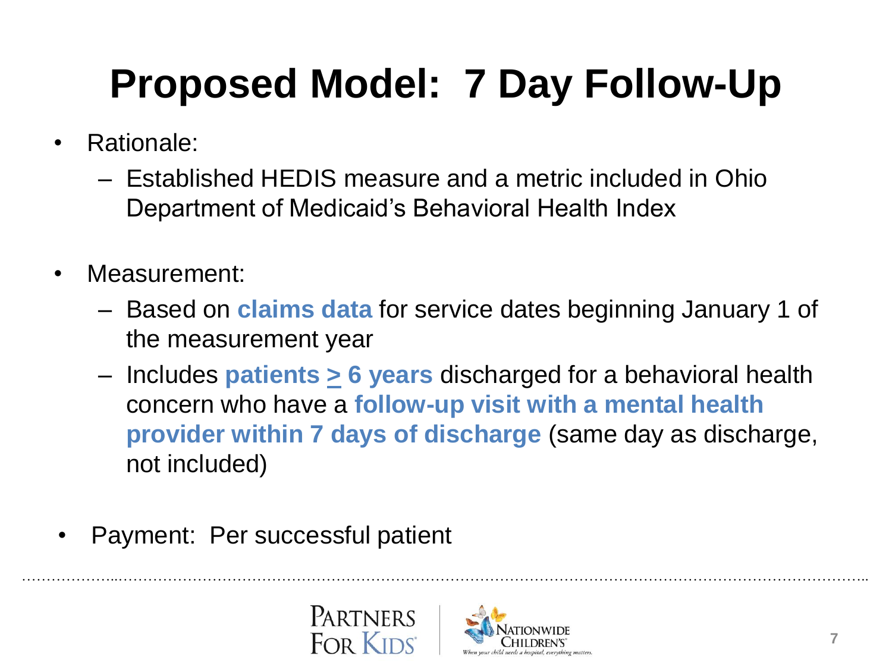# Proposed Model: 7 Day Follow-Up

- Rationale:
  - Established HEDIS measure and a metric included in Ohio Department of Medicaid's Behavioral Health Index
- Measurement:
  - Based on **claims data** for service dates beginning January 1 of the measurement year
  - Includes **patients ≥ 6 years** discharged for a behavioral health concern who have a **follow-up visit with a mental health provider within 7 days of discharge** (same day as discharge, not included)
- Payment: Per successful patient